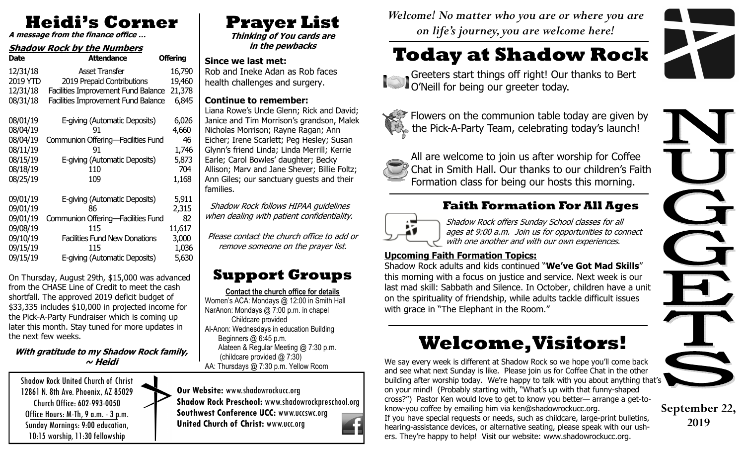# Heidi's Corner

**A message from the finance office …**

### Shadow Rock by the Numbers

| Date | Attendance | Offering |
|---|---|---|
| 12/31/18 | Asset Transfer | 16,790 |
| 2019 YTD | 2019 Prepaid Contributions | 19,460 |
| 12/31/18 | Facilities Improvement Fund Balance | 21,378 |
| 08/31/18 | Facilities Improvement Fund Balance | 6,845 |
| 08/01/19 | E-giving (Automatic Deposits) | 6,026 |
| 08/04/19 | 91 | 4,660 |
| 08/04/19 | Communion Offering—Facilities Fund | 46 |
| 08/11/19 | 91 | 1,746 |
| 08/15/19 | E-giving (Automatic Deposits) | 5,873 |
| 08/18/19 | 110 | 704 |
| 08/25/19 | 109 | 1,168 |
| 09/01/19 | E-giving (Automatic Deposits) | 5,911 |
| 09/01/19 | 86 | 2,315 |
| 09/01/19 | Communion Offering—Facilities Fund | 82 |
| 09/08/19 | 115 | 11,617 |
| 09/10/19 | Facilities Fund New Donations | 3,000 |
| 09/15/19 | 115 | 1,036 |
| 09/15/19 | E-giving (Automatic Deposits) | 5,630 |

On Thursday, August 29th, $15,000 was advanced from the CHASE Line of Credit to meet the cash shortfall. The approved 2019 deficit budget of $33,335 includes $10,000 in projected income for the Pick-A-Party Fundraiser which is coming up later this month. Stay tuned for more updates in the next few weeks.

***With gratitude to my Shadow Rock family,***
***~ Heidi***

# Prayer List

**Thinking of You cards are in the pewbacks**

**Since we last met:**
Rob and Ineke Adan as Rob faces health challenges and surgery.

**Continue to remember:**
Liana Rowe's Uncle Glenn; Rick and David; Janice and Tim Morrison's grandson, Malek Nicholas Morrison; Rayne Ragan; Ann Eicher; Irene Scarlett; Peg Hesley; Susan Glynn's friend Linda; Linda Merrill; Kerrie Earle; Carol Bowles' daughter; Becky Allison; Marv and Jane Shever; Billie Foltz; Ann Giles; our sanctuary guests and their families.

*Shadow Rock follows HIPAA guidelines when dealing with patient confidentiality.*

*Please contact the church office to add or remove someone on the prayer list.*

# Support Groups

**Contact the church office for details**

Women's ACA: Mondays @ 12:00 in Smith Hall
NarAnon: Mondays @ 7:00 p.m. in chapel
Childcare provided
Al-Anon: Wednesdays in education Building
Beginners @ 6:45 p.m.
Alateen & Regular Meeting @ 7:30 p.m.
(childcare provided @ 7:30)
AA: Thursdays @ 7:30 p.m. Yellow Room

Shadow Rock United Church of Christ
12861 N. 8th Ave. Phoenix, AZ 85029
Church Office: 602-993-0050
Office Hours: M-Th, 9 a.m. - 3 p.m.
Sunday Mornings: 9:00 education, 10:15 worship, 11:30 fellowship

**Our Website:** www.shadowrockucc.org
**Shadow Rock Preschool:** www.shadowrockpreschool.org
**Southwest Conference UCC:** www.uccswc.org
**United Church of Christ:** www.ucc.org

*Welcome! No matter who you are or where you are on life's journey, you are welcome here!*

# NUGGETS

**September 22, 2019**

# Today at Shadow Rock

Greeters start things off right! Our thanks to Bert O'Neill for being our greeter today.

Flowers on the communion table today are given by the Pick-A-Party Team, celebrating today's launch!

All are welcome to join us after worship for Coffee Chat in Smith Hall. Our thanks to our children's Faith Formation class for being our hosts this morning.

## Faith Formation For All Ages

*Shadow Rock offers Sunday School classes for all ages at 9:00 a.m. Join us for opportunities to connect with one another and with our own experiences.*

**Upcoming Faith Formation Topics:**
Shadow Rock adults and kids continued "**We've Got Mad Skills**" this morning with a focus on justice and service. Next week is our last mad skill: Sabbath and Silence. In October, children have a unit on the spirituality of friendship, while adults tackle difficult issues with grace in "The Elephant in the Room."

# Welcome, Visitors!

We say every week is different at Shadow Rock so we hope you'll come back and see what next Sunday is like. Please join us for Coffee Chat in the other building after worship today. We're happy to talk with you about anything that's on your mind! (Probably starting with, "What's up with that funny-shaped cross?") Pastor Ken would love to get to know you better— arrange a get-to-know-you coffee by emailing him via ken@shadowrockucc.org.
If you have special requests or needs, such as childcare, large-print bulletins, hearing-assistance devices, or alternative seating, please speak with our ushers. They're happy to help! Visit our website: www.shadowrockucc.org.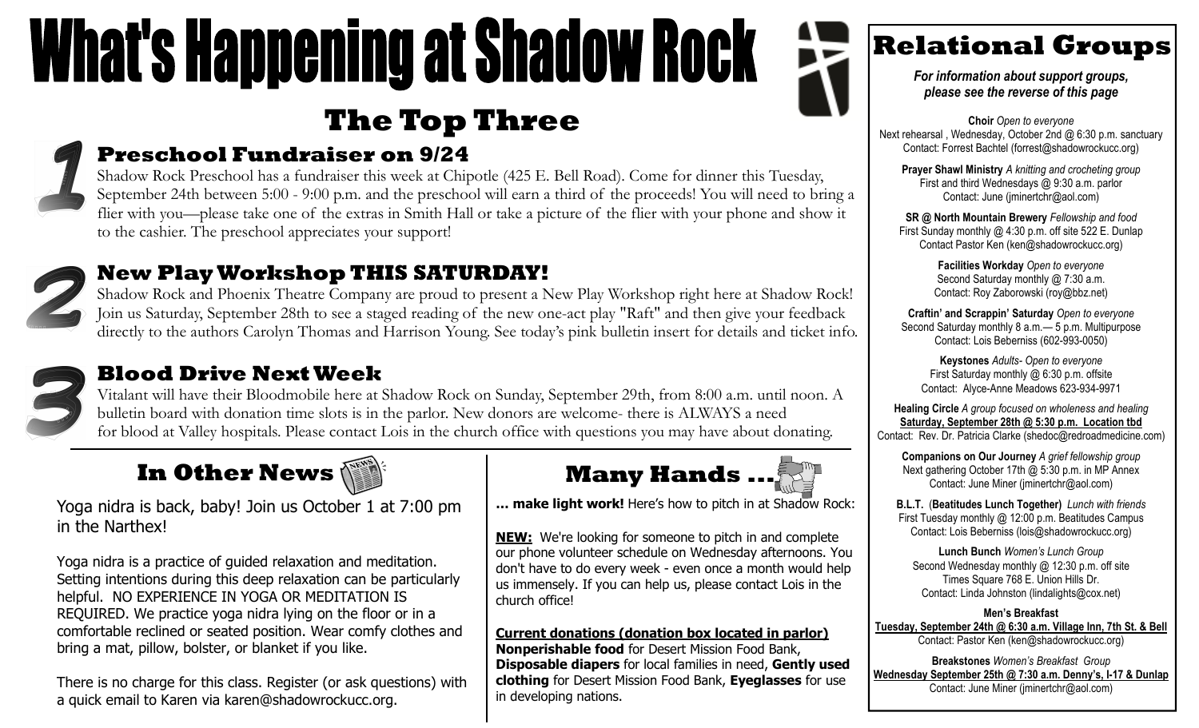# What's Happening at Shadow Rock

## The Top Three

### 1 Preschool Fundraiser on 9/24

Shadow Rock Preschool has a fundraiser this week at Chipotle (425 E. Bell Road). Come for dinner this Tuesday, September 24th between 5:00 - 9:00 p.m. and the preschool will earn a third of the proceeds! You will need to bring a flier with you—please take one of the extras in Smith Hall or take a picture of the flier with your phone and show it to the cashier. The preschool appreciates your support!

### 2 New Play Workshop THIS SATURDAY!

Shadow Rock and Phoenix Theatre Company are proud to present a New Play Workshop right here at Shadow Rock! Join us Saturday, September 28th to see a staged reading of the new one-act play "Raft" and then give your feedback directly to the authors Carolyn Thomas and Harrison Young. See today's pink bulletin insert for details and ticket info.

### 3 Blood Drive Next Week

Vitalant will have their Bloodmobile here at Shadow Rock on Sunday, September 29th, from 8:00 a.m. until noon. A bulletin board with donation time slots is in the parlor. New donors are welcome- there is ALWAYS a need for blood at Valley hospitals. Please contact Lois in the church office with questions you may have about donating.

## In Other News

Yoga nidra is back, baby! Join us October 1 at 7:00 pm in the Narthex!

Yoga nidra is a practice of guided relaxation and meditation. Setting intentions during this deep relaxation can be particularly helpful. NO EXPERIENCE IN YOGA OR MEDITATION IS REQUIRED. We practice yoga nidra lying on the floor or in a comfortable reclined or seated position. Wear comfy clothes and bring a mat, pillow, bolster, or blanket if you like.

There is no charge for this class. Register (or ask questions) with a quick email to Karen via karen@shadowrockucc.org.

## Many Hands ...

**... make light work!** Here's how to pitch in at Shadow Rock:

**NEW:** We're looking for someone to pitch in and complete our phone volunteer schedule on Wednesday afternoons. You don't have to do every week - even once a month would help us immensely. If you can help us, please contact Lois in the church office!

**Current donations (donation box located in parlor)**
**Nonperishable food** for Desert Mission Food Bank, **Disposable diapers** for local families in need, **Gently used clothing** for Desert Mission Food Bank, **Eyeglasses** for use in developing nations.

## Relational Groups

*For information about support groups, please see the reverse of this page*

**Choir** *Open to everyone*
Next rehearsal , Wednesday, October 2nd @ 6:30 p.m. sanctuary
Contact: Forrest Bachtel (forrest@shadowrockucc.org)

**Prayer Shawl Ministry** *A knitting and crocheting group*
First and third Wednesdays @ 9:30 a.m. parlor
Contact: June (jminertchr@aol.com)

**SR @ North Mountain Brewery** *Fellowship and food*
First Sunday monthly @ 4:30 p.m. off site 522 E. Dunlap
Contact Pastor Ken (ken@shadowrockucc.org)

**Facilities Workday** *Open to everyone*
Second Saturday monthly @ 7:30 a.m.
Contact: Roy Zaborowski (roy@bbz.net)

**Craftin' and Scrappin' Saturday** *Open to everyone*
Second Saturday monthly 8 a.m.— 5 p.m. Multipurpose
Contact: Lois Beberniss (602-993-0050)

**Keystones** *Adults- Open to everyone*
First Saturday monthly @ 6:30 p.m. offsite
Contact: Alyce-Anne Meadows 623-934-9971

**Healing Circle** *A group focused on wholeness and healing*
**Saturday, September 28th @ 5:30 p.m. Location tbd**
Contact: Rev. Dr. Patricia Clarke (shedoc@redroadmedicine.com)

**Companions on Our Journey** *A grief fellowship group*
Next gathering October 17th @ 5:30 p.m. in MP Annex
Contact: June Miner (jminertchr@aol.com)

**B.L.T.** (**Beatitudes Lunch Together**) *Lunch with friends*
First Tuesday monthly @ 12:00 p.m. Beatitudes Campus
Contact: Lois Beberniss (lois@shadowrockucc.org)

**Lunch Bunch** *Women's Lunch Group*
Second Wednesday monthly @ 12:30 p.m. off site
Times Square 768 E. Union Hills Dr.
Contact: Linda Johnston (lindalights@cox.net)

**Men's Breakfast**
**Tuesday, September 24th @ 6:30 a.m. Village Inn, 7th St. & Bell**
Contact: Pastor Ken (ken@shadowrockucc.org)

**Breakstones** *Women's Breakfast Group*
**Wednesday September 25th @ 7:30 a.m. Denny's, I-17 & Dunlap**
Contact: June Miner (jminertchr@aol.com)